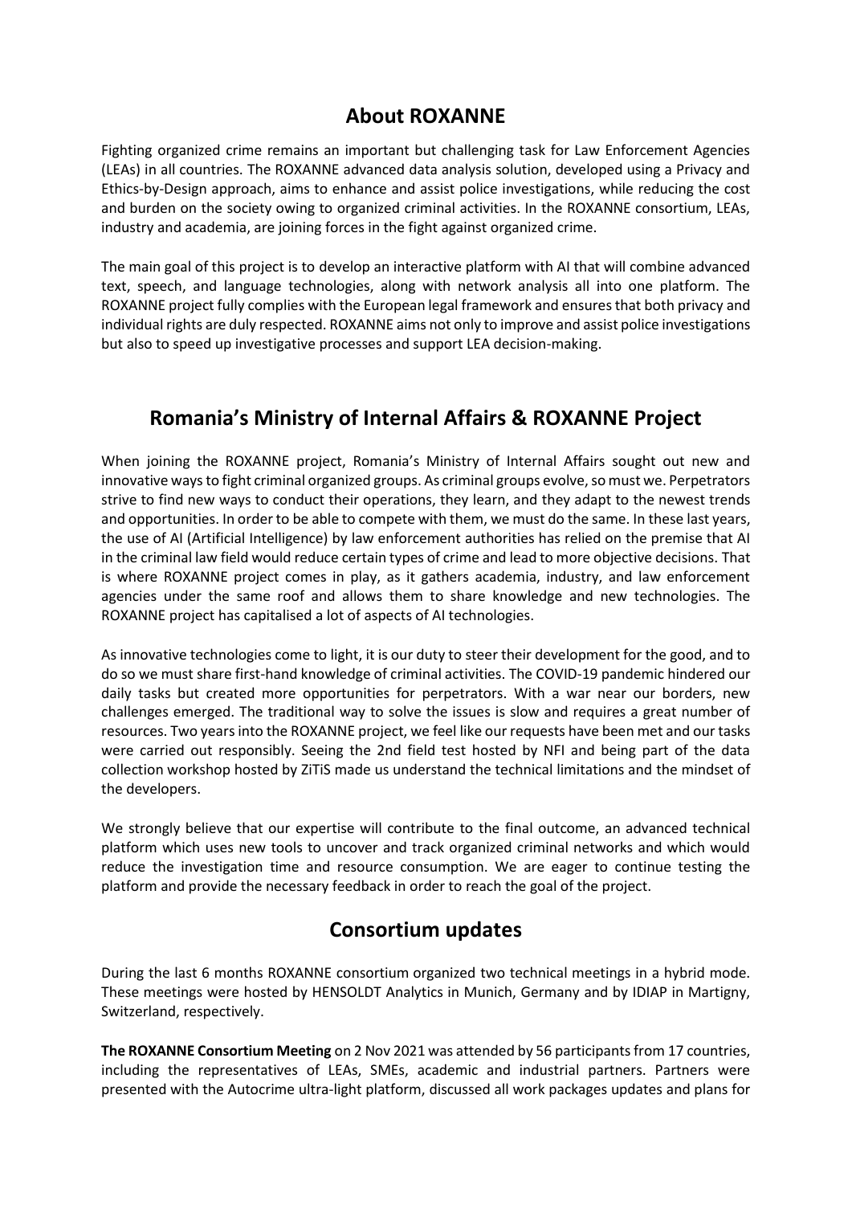## About ROXANNE

Fighting organized crime remains an important but challenging task for Law Enforcement Agencies (LEAs) in all countries. The ROXANNE advanced data analysis solution, developed using a Privacy and Ethics-by-Design approach, aims to enhance and assist police investigations, while reducing the cost and burden on the society owing to organized criminal activities. In the ROXANNE consortium, LEAs, industry and academia, are joining forces in the fight against organized crime.

The main goal of this project is to develop an interactive platform with AI that will combine advanced text, speech, and language technologies, along with network analysis all into one platform. The ROXANNE project fully complies with the European legal framework and ensures that both privacy and individual rights are duly respected. ROXANNE aims not only to improve and assist police investigations but also to speed up investigative processes and support LEA decision-making.

## Romania's Ministry of Internal Affairs & ROXANNE Project

When joining the ROXANNE project, Romania's Ministry of Internal Affairs sought out new and innovative ways to fight criminal organized groups. As criminal groups evolve, so must we. Perpetrators strive to find new ways to conduct their operations, they learn, and they adapt to the newest trends and opportunities. In order to be able to compete with them, we must do the same. In these last years, the use of AI (Artificial Intelligence) by law enforcement authorities has relied on the premise that AI in the criminal law field would reduce certain types of crime and lead to more objective decisions. That is where ROXANNE project comes in play, as it gathers academia, industry, and law enforcement agencies under the same roof and allows them to share knowledge and new technologies. The ROXANNE project has capitalised a lot of aspects of AI technologies.

As innovative technologies come to light, it is our duty to steer their development for the good, and to do so we must share first-hand knowledge of criminal activities. The COVID-19 pandemic hindered our daily tasks but created more opportunities for perpetrators. With a war near our borders, new challenges emerged. The traditional way to solve the issues is slow and requires a great number of resources. Two years into the ROXANNE project, we feel like our requests have been met and our tasks were carried out responsibly. Seeing the 2nd field test hosted by NFI and being part of the data collection workshop hosted by ZiTiS made us understand the technical limitations and the mindset of the developers.

We strongly believe that our expertise will contribute to the final outcome, an advanced technical platform which uses new tools to uncover and track organized criminal networks and which would reduce the investigation time and resource consumption. We are eager to continue testing the platform and provide the necessary feedback in order to reach the goal of the project.

## Consortium updates

During the last 6 months ROXANNE consortium organized two technical meetings in a hybrid mode. These meetings were hosted by HENSOLDT Analytics in Munich, Germany and by IDIAP in Martigny, Switzerland, respectively.

**The ROXANNE Consortium Meeting** on 2 Nov 2021 was attended by 56 participants from 17 countries, including the representatives of LEAs, SMEs, academic and industrial partners. Partners were presented with the Autocrime ultra-light platform, discussed all work packages updates and plans for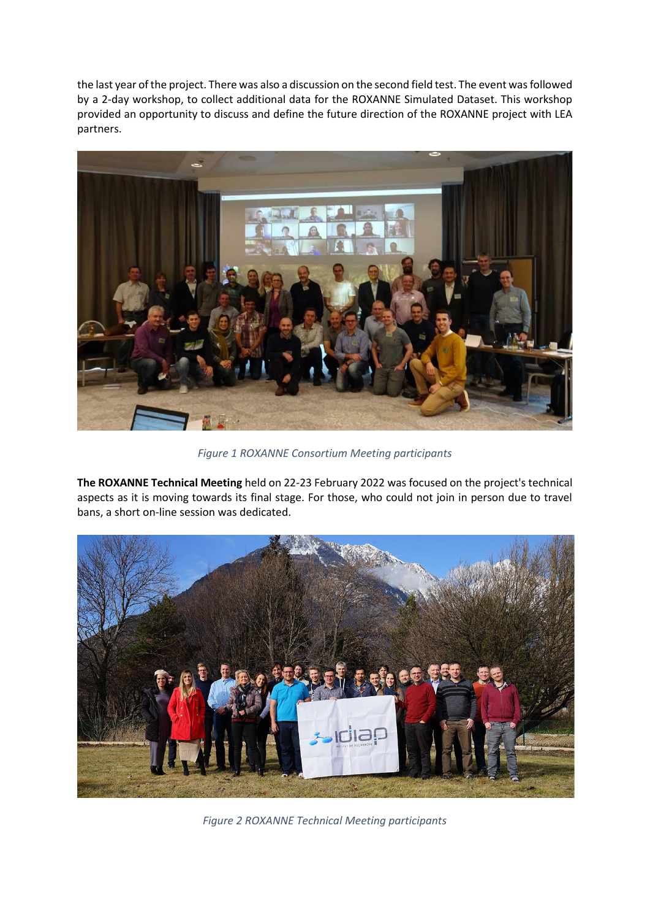the last year of the project. There was also a discussion on the second field test. The event was followed by a 2-day workshop, to collect additional data for the ROXANNE Simulated Dataset. This workshop provided an opportunity to discuss and define the future direction of the ROXANNE project with LEA partners.

*Figure 1 ROXANNE Consortium Meeting participants*

**The ROXANNE Technical Meeting** held on 22-23 February 2022 was focused on the project's technical aspects as it is moving towards its final stage. For those, who could not join in person due to travel bans, a short on-line session was dedicated.

*Figure 2 ROXANNE Technical Meeting participants*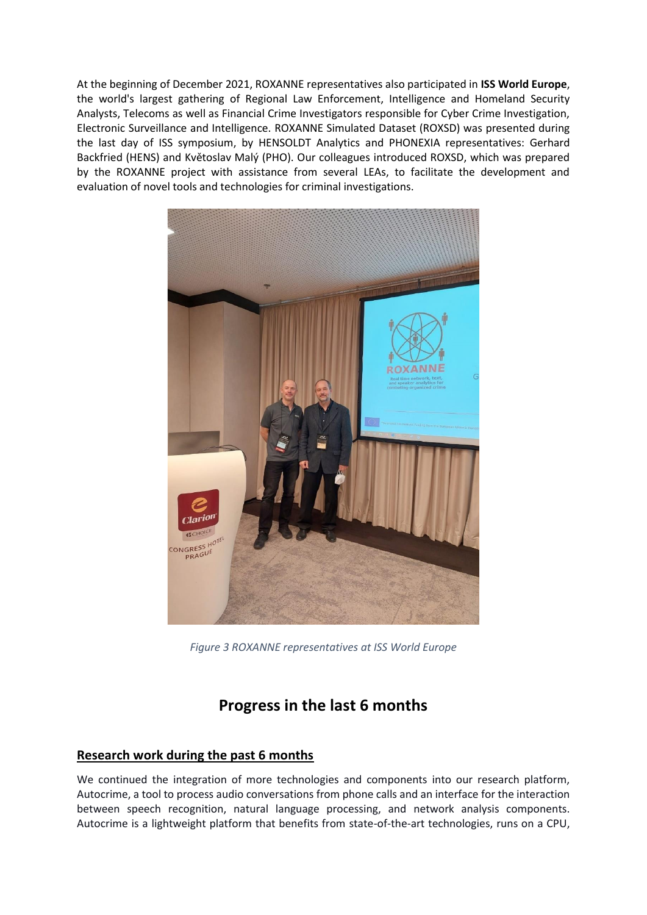At the beginning of December 2021, ROXANNE representatives also participated in **ISS World Europe**, the world's largest gathering of Regional Law Enforcement, Intelligence and Homeland Security Analysts, Telecoms as well as Financial Crime Investigators responsible for Cyber Crime Investigation, Electronic Surveillance and Intelligence. ROXANNE Simulated Dataset (ROXSD) was presented during the last day of ISS symposium, by HENSOLDT Analytics and PHONEXIA representatives: Gerhard Backfried (HENS) and Květoslav Malý (PHO). Our colleagues introduced ROXSD, which was prepared by the ROXANNE project with assistance from several LEAs, to facilitate the development and evaluation of novel tools and technologies for criminal investigations.

*Figure 3 ROXANNE representatives at ISS World Europe*

# Progress in the last 6 months

## Research work during the past 6 months

We continued the integration of more technologies and components into our research platform, Autocrime, a tool to process audio conversations from phone calls and an interface for the interaction between speech recognition, natural language processing, and network analysis components. Autocrime is a lightweight platform that benefits from state-of-the-art technologies, runs on a CPU,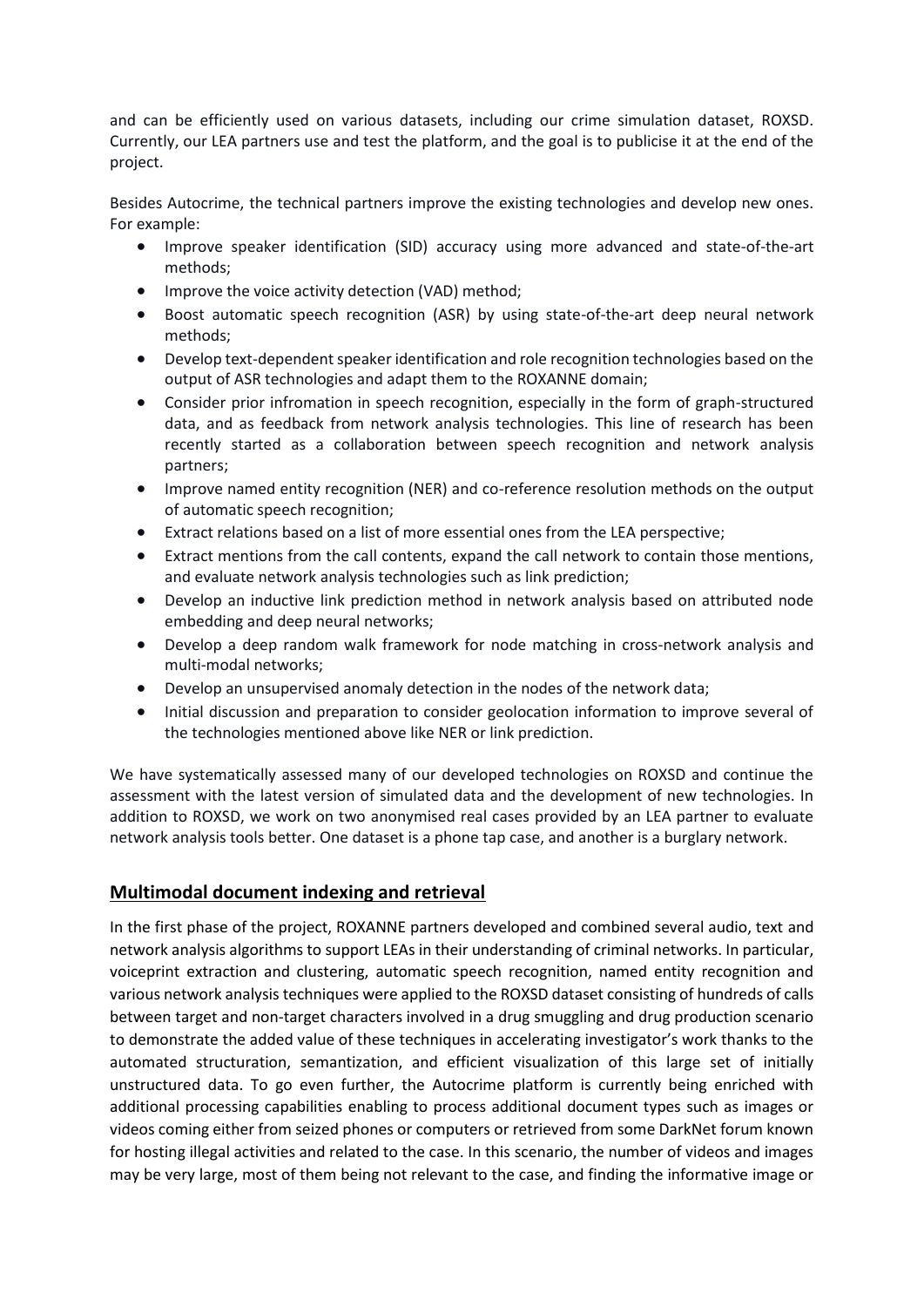and can be efficiently used on various datasets, including our crime simulation dataset, ROXSD. Currently, our LEA partners use and test the platform, and the goal is to publicise it at the end of the project.

Besides Autocrime, the technical partners improve the existing technologies and develop new ones. For example:

- Improve speaker identification (SID) accuracy using more advanced and state-of-the-art methods;
- Improve the voice activity detection (VAD) method;
- Boost automatic speech recognition (ASR) by using state-of-the-art deep neural network methods;
- Develop text-dependent speaker identification and role recognition technologies based on the output of ASR technologies and adapt them to the ROXANNE domain;
- Consider prior infromation in speech recognition, especially in the form of graph-structured data, and as feedback from network analysis technologies. This line of research has been recently started as a collaboration between speech recognition and network analysis partners;
- Improve named entity recognition (NER) and co-reference resolution methods on the output of automatic speech recognition;
- Extract relations based on a list of more essential ones from the LEA perspective;
- Extract mentions from the call contents, expand the call network to contain those mentions, and evaluate network analysis technologies such as link prediction;
- Develop an inductive link prediction method in network analysis based on attributed node embedding and deep neural networks;
- Develop a deep random walk framework for node matching in cross-network analysis and multi-modal networks;
- Develop an unsupervised anomaly detection in the nodes of the network data;
- Initial discussion and preparation to consider geolocation information to improve several of the technologies mentioned above like NER or link prediction.

We have systematically assessed many of our developed technologies on ROXSD and continue the assessment with the latest version of simulated data and the development of new technologies. In addition to ROXSD, we work on two anonymised real cases provided by an LEA partner to evaluate network analysis tools better. One dataset is a phone tap case, and another is a burglary network.

## Multimodal document indexing and retrieval

In the first phase of the project, ROXANNE partners developed and combined several audio, text and network analysis algorithms to support LEAs in their understanding of criminal networks. In particular, voiceprint extraction and clustering, automatic speech recognition, named entity recognition and various network analysis techniques were applied to the ROXSD dataset consisting of hundreds of calls between target and non-target characters involved in a drug smuggling and drug production scenario to demonstrate the added value of these techniques in accelerating investigator's work thanks to the automated structuration, semantization, and efficient visualization of this large set of initially unstructured data. To go even further, the Autocrime platform is currently being enriched with additional processing capabilities enabling to process additional document types such as images or videos coming either from seized phones or computers or retrieved from some DarkNet forum known for hosting illegal activities and related to the case. In this scenario, the number of videos and images may be very large, most of them being not relevant to the case, and finding the informative image or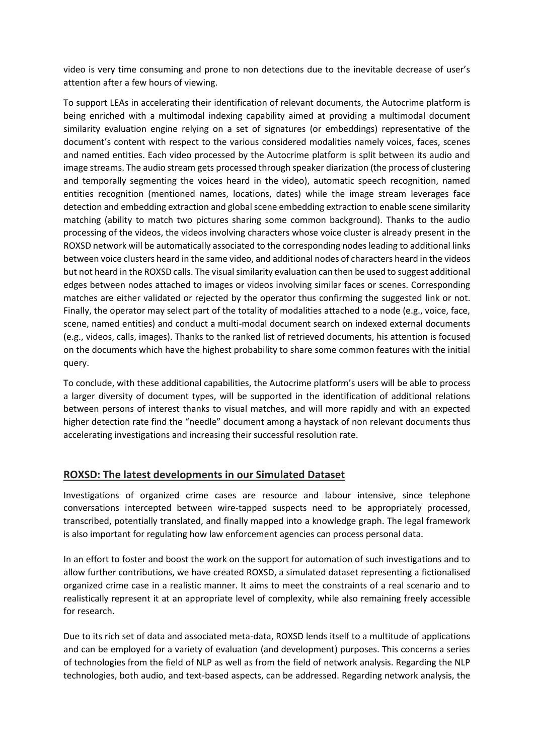video is very time consuming and prone to non detections due to the inevitable decrease of user's attention after a few hours of viewing.

To support LEAs in accelerating their identification of relevant documents, the Autocrime platform is being enriched with a multimodal indexing capability aimed at providing a multimodal document similarity evaluation engine relying on a set of signatures (or embeddings) representative of the document's content with respect to the various considered modalities namely voices, faces, scenes and named entities. Each video processed by the Autocrime platform is split between its audio and image streams. The audio stream gets processed through speaker diarization (the process of clustering and temporally segmenting the voices heard in the video), automatic speech recognition, named entities recognition (mentioned names, locations, dates) while the image stream leverages face detection and embedding extraction and global scene embedding extraction to enable scene similarity matching (ability to match two pictures sharing some common background). Thanks to the audio processing of the videos, the videos involving characters whose voice cluster is already present in the ROXSD network will be automatically associated to the corresponding nodes leading to additional links between voice clusters heard in the same video, and additional nodes of characters heard in the videos but not heard in the ROXSD calls. The visual similarity evaluation can then be used to suggest additional edges between nodes attached to images or videos involving similar faces or scenes. Corresponding matches are either validated or rejected by the operator thus confirming the suggested link or not. Finally, the operator may select part of the totality of modalities attached to a node (e.g., voice, face, scene, named entities) and conduct a multi-modal document search on indexed external documents (e.g., videos, calls, images). Thanks to the ranked list of retrieved documents, his attention is focused on the documents which have the highest probability to share some common features with the initial query.

To conclude, with these additional capabilities, the Autocrime platform's users will be able to process a larger diversity of document types, will be supported in the identification of additional relations between persons of interest thanks to visual matches, and will more rapidly and with an expected higher detection rate find the "needle" document among a haystack of non relevant documents thus accelerating investigations and increasing their successful resolution rate.

## ROXSD: The latest developments in our Simulated Dataset

Investigations of organized crime cases are resource and labour intensive, since telephone conversations intercepted between wire-tapped suspects need to be appropriately processed, transcribed, potentially translated, and finally mapped into a knowledge graph. The legal framework is also important for regulating how law enforcement agencies can process personal data.

In an effort to foster and boost the work on the support for automation of such investigations and to allow further contributions, we have created ROXSD, a simulated dataset representing a fictionalised organized crime case in a realistic manner. It aims to meet the constraints of a real scenario and to realistically represent it at an appropriate level of complexity, while also remaining freely accessible for research.

Due to its rich set of data and associated meta-data, ROXSD lends itself to a multitude of applications and can be employed for a variety of evaluation (and development) purposes. This concerns a series of technologies from the field of NLP as well as from the field of network analysis. Regarding the NLP technologies, both audio, and text-based aspects, can be addressed. Regarding network analysis, the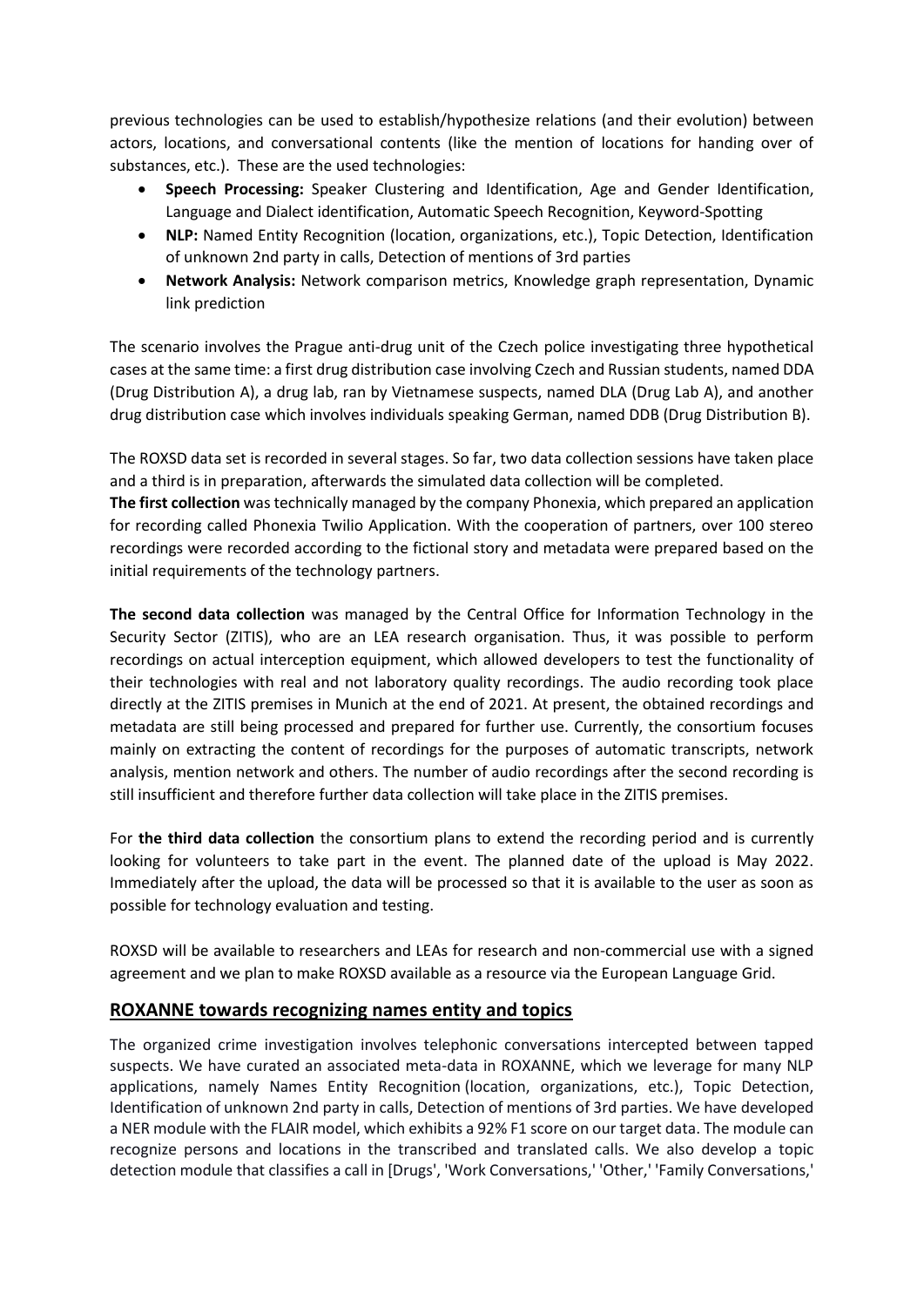previous technologies can be used to establish/hypothesize relations (and their evolution) between actors, locations, and conversational contents (like the mention of locations for handing over of substances, etc.). These are the used technologies:

- **Speech Processing:** Speaker Clustering and Identification, Age and Gender Identification, Language and Dialect identification, Automatic Speech Recognition, Keyword-Spotting
- **NLP:** Named Entity Recognition (location, organizations, etc.), Topic Detection, Identification of unknown 2nd party in calls, Detection of mentions of 3rd parties
- **Network Analysis:** Network comparison metrics, Knowledge graph representation, Dynamic link prediction

The scenario involves the Prague anti-drug unit of the Czech police investigating three hypothetical cases at the same time: a first drug distribution case involving Czech and Russian students, named DDA (Drug Distribution A), a drug lab, ran by Vietnamese suspects, named DLA (Drug Lab A), and another drug distribution case which involves individuals speaking German, named DDB (Drug Distribution B).

The ROXSD data set is recorded in several stages. So far, two data collection sessions have taken place and a third is in preparation, afterwards the simulated data collection will be completed.

**The first collection** was technically managed by the company Phonexia, which prepared an application for recording called Phonexia Twilio Application. With the cooperation of partners, over 100 stereo recordings were recorded according to the fictional story and metadata were prepared based on the initial requirements of the technology partners.

**The second data collection** was managed by the Central Office for Information Technology in the Security Sector (ZITIS), who are an LEA research organisation. Thus, it was possible to perform recordings on actual interception equipment, which allowed developers to test the functionality of their technologies with real and not laboratory quality recordings. The audio recording took place directly at the ZITIS premises in Munich at the end of 2021. At present, the obtained recordings and metadata are still being processed and prepared for further use. Currently, the consortium focuses mainly on extracting the content of recordings for the purposes of automatic transcripts, network analysis, mention network and others. The number of audio recordings after the second recording is still insufficient and therefore further data collection will take place in the ZITIS premises.

For **the third data collection** the consortium plans to extend the recording period and is currently looking for volunteers to take part in the event. The planned date of the upload is May 2022. Immediately after the upload, the data will be processed so that it is available to the user as soon as possible for technology evaluation and testing.

ROXSD will be available to researchers and LEAs for research and non-commercial use with a signed agreement and we plan to make ROXSD available as a resource via the European Language Grid.

## ROXANNE towards recognizing names entity and topics

The organized crime investigation involves telephonic conversations intercepted between tapped suspects. We have curated an associated meta-data in ROXANNE, which we leverage for many NLP applications, namely Names Entity Recognition (location, organizations, etc.), Topic Detection, Identification of unknown 2nd party in calls, Detection of mentions of 3rd parties. We have developed a NER module with the FLAIR model, which exhibits a 92% F1 score on our target data. The module can recognize persons and locations in the transcribed and translated calls. We also develop a topic detection module that classifies a call in [Drugs', 'Work Conversations,' 'Other,' 'Family Conversations,'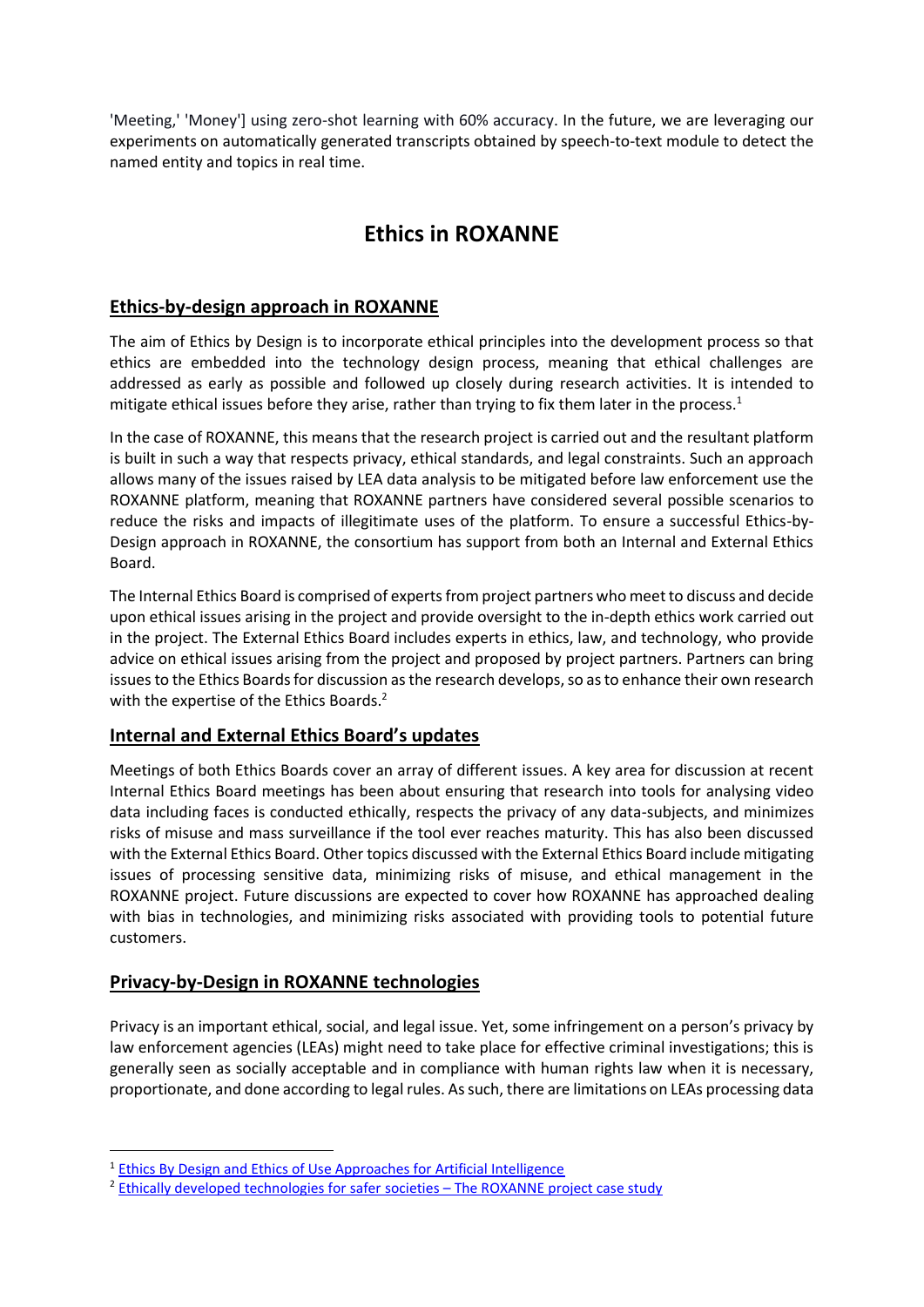'Meeting,' 'Money'] using zero-shot learning with 60% accuracy. In the future, we are leveraging our experiments on automatically generated transcripts obtained by speech-to-text module to detect the named entity and topics in real time.

# Ethics in ROXANNE

## Ethics-by-design approach in ROXANNE

The aim of Ethics by Design is to incorporate ethical principles into the development process so that ethics are embedded into the technology design process, meaning that ethical challenges are addressed as early as possible and followed up closely during research activities. It is intended to mitigate ethical issues before they arise, rather than trying to fix them later in the process.[1]

In the case of ROXANNE, this means that the research project is carried out and the resultant platform is built in such a way that respects privacy, ethical standards, and legal constraints. Such an approach allows many of the issues raised by LEA data analysis to be mitigated before law enforcement use the ROXANNE platform, meaning that ROXANNE partners have considered several possible scenarios to reduce the risks and impacts of illegitimate uses of the platform. To ensure a successful Ethics-by-Design approach in ROXANNE, the consortium has support from both an Internal and External Ethics Board.

The Internal Ethics Board is comprised of experts from project partners who meet to discuss and decide upon ethical issues arising in the project and provide oversight to the in-depth ethics work carried out in the project. The External Ethics Board includes experts in ethics, law, and technology, who provide advice on ethical issues arising from the project and proposed by project partners. Partners can bring issues to the Ethics Boards for discussion as the research develops, so as to enhance their own research with the expertise of the Ethics Boards.[2]

## Internal and External Ethics Board's updates

Meetings of both Ethics Boards cover an array of different issues. A key area for discussion at recent Internal Ethics Board meetings has been about ensuring that research into tools for analysing video data including faces is conducted ethically, respects the privacy of any data-subjects, and minimizes risks of misuse and mass surveillance if the tool ever reaches maturity. This has also been discussed with the External Ethics Board. Other topics discussed with the External Ethics Board include mitigating issues of processing sensitive data, minimizing risks of misuse, and ethical management in the ROXANNE project. Future discussions are expected to cover how ROXANNE has approached dealing with bias in technologies, and minimizing risks associated with providing tools to potential future customers.

## Privacy-by-Design in ROXANNE technologies

Privacy is an important ethical, social, and legal issue. Yet, some infringement on a person's privacy by law enforcement agencies (LEAs) might need to take place for effective criminal investigations; this is generally seen as socially acceptable and in compliance with human rights law when it is necessary, proportionate, and done according to legal rules. As such, there are limitations on LEAs processing data

---

[1] Ethics By Design and Ethics of Use Approaches for Artificial Intelligence

[2] Ethically developed technologies for safer societies – The ROXANNE project case study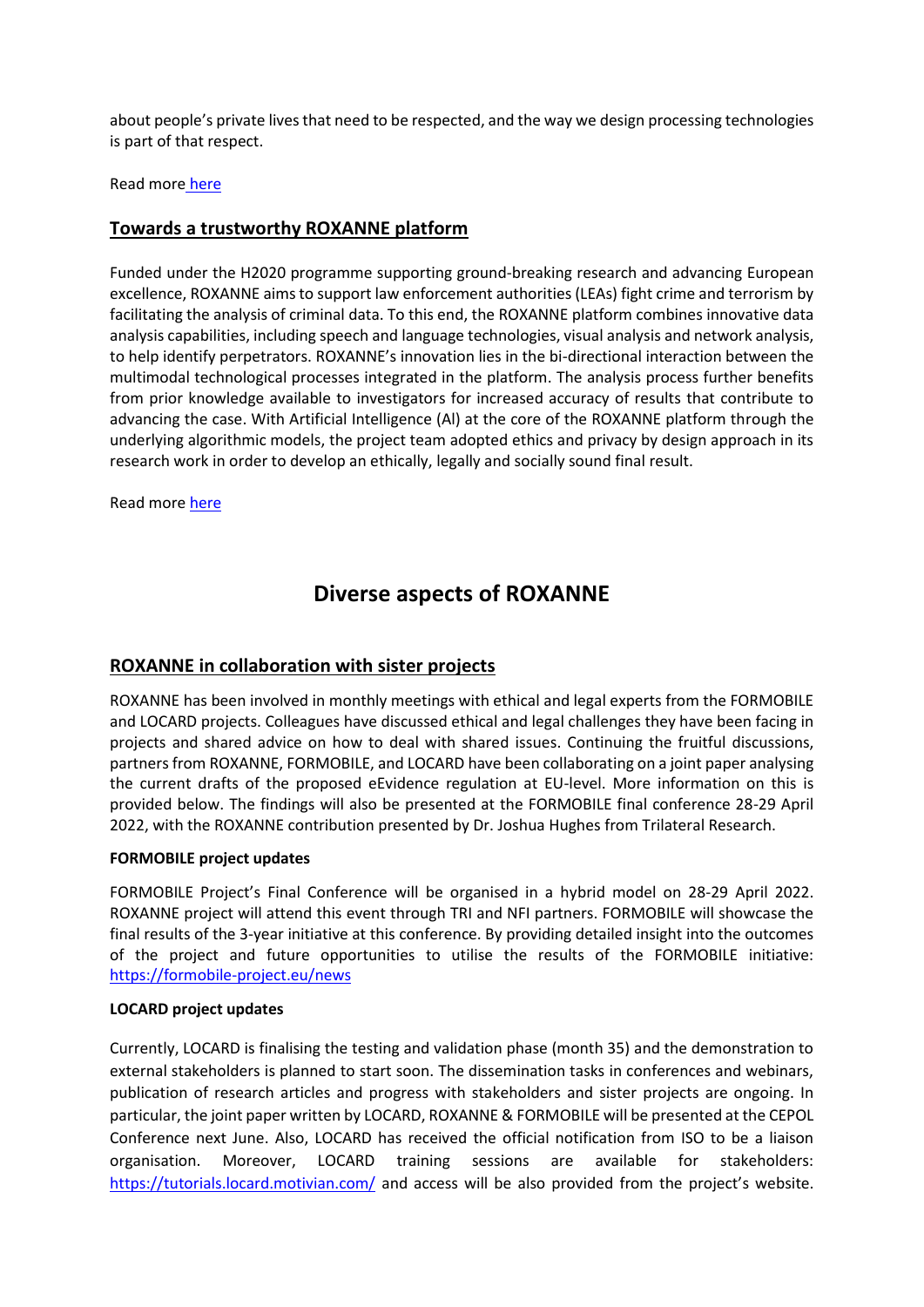about people's private lives that need to be respected, and the way we design processing technologies is part of that respect.

Read more [here](#)

## Towards a trustworthy ROXANNE platform

Funded under the H2020 programme supporting ground-breaking research and advancing European excellence, ROXANNE aims to support law enforcement authorities (LEAs) fight crime and terrorism by facilitating the analysis of criminal data. To this end, the ROXANNE platform combines innovative data analysis capabilities, including speech and language technologies, visual analysis and network analysis, to help identify perpetrators. ROXANNE's innovation lies in the bi-directional interaction between the multimodal technological processes integrated in the platform. The analysis process further benefits from prior knowledge available to investigators for increased accuracy of results that contribute to advancing the case. With Artificial Intelligence (Al) at the core of the ROXANNE platform through the underlying algorithmic models, the project team adopted ethics and privacy by design approach in its research work in order to develop an ethically, legally and socially sound final result.

Read more [here](#)

# Diverse aspects of ROXANNE

## ROXANNE in collaboration with sister projects

ROXANNE has been involved in monthly meetings with ethical and legal experts from the FORMOBILE and LOCARD projects. Colleagues have discussed ethical and legal challenges they have been facing in projects and shared advice on how to deal with shared issues. Continuing the fruitful discussions, partners from ROXANNE, FORMOBILE, and LOCARD have been collaborating on a joint paper analysing the current drafts of the proposed eEvidence regulation at EU-level. More information on this is provided below. The findings will also be presented at the FORMOBILE final conference 28-29 April 2022, with the ROXANNE contribution presented by Dr. Joshua Hughes from Trilateral Research.

**FORMOBILE project updates**

FORMOBILE Project's Final Conference will be organised in a hybrid model on 28-29 April 2022. ROXANNE project will attend this event through TRI and NFI partners. FORMOBILE will showcase the final results of the 3-year initiative at this conference. By providing detailed insight into the outcomes of the project and future opportunities to utilise the results of the FORMOBILE initiative: https://formobile-project.eu/news

**LOCARD project updates**

Currently, LOCARD is finalising the testing and validation phase (month 35) and the demonstration to external stakeholders is planned to start soon. The dissemination tasks in conferences and webinars, publication of research articles and progress with stakeholders and sister projects are ongoing. In particular, the joint paper written by LOCARD, ROXANNE & FORMOBILE will be presented at the CEPOL Conference next June. Also, LOCARD has received the official notification from ISO to be a liaison organisation. Moreover, LOCARD training sessions are available for stakeholders: https://tutorials.locard.motivian.com/ and access will be also provided from the project's website.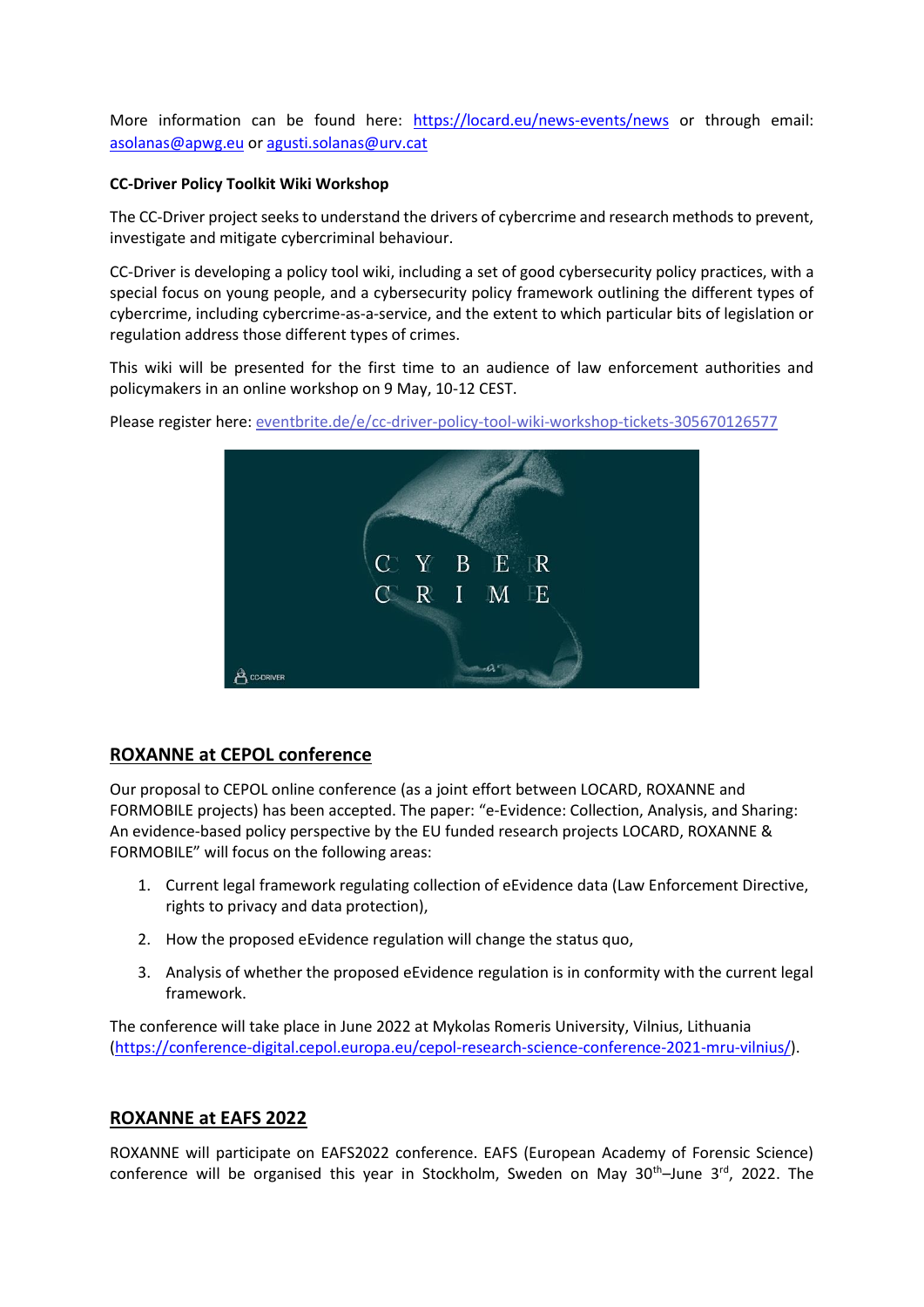More information can be found here: https://locard.eu/news-events/news or through email: asolanas@apwg.eu or agusti.solanas@urv.cat

**CC-Driver Policy Toolkit Wiki Workshop**

The CC-Driver project seeks to understand the drivers of cybercrime and research methods to prevent, investigate and mitigate cybercriminal behaviour.

CC-Driver is developing a policy tool wiki, including a set of good cybersecurity policy practices, with a special focus on young people, and a cybersecurity policy framework outlining the different types of cybercrime, including cybercrime-as-a-service, and the extent to which particular bits of legislation or regulation address those different types of crimes.

This wiki will be presented for the first time to an audience of law enforcement authorities and policymakers in an online workshop on 9 May, 10-12 CEST.

Please register here: eventbrite.de/e/cc-driver-policy-tool-wiki-workshop-tickets-305670126577

## ROXANNE at CEPOL conference

Our proposal to CEPOL online conference (as a joint effort between LOCARD, ROXANNE and FORMOBILE projects) has been accepted. The paper: "e-Evidence: Collection, Analysis, and Sharing: An evidence-based policy perspective by the EU funded research projects LOCARD, ROXANNE & FORMOBILE" will focus on the following areas:

1. Current legal framework regulating collection of eEvidence data (Law Enforcement Directive, rights to privacy and data protection),
2. How the proposed eEvidence regulation will change the status quo,
3. Analysis of whether the proposed eEvidence regulation is in conformity with the current legal framework.

The conference will take place in June 2022 at Mykolas Romeris University, Vilnius, Lithuania (https://conference-digital.cepol.europa.eu/cepol-research-science-conference-2021-mru-vilnius/).

## ROXANNE at EAFS 2022

ROXANNE will participate on EAFS2022 conference. EAFS (European Academy of Forensic Science) conference will be organised this year in Stockholm, Sweden on May 30th–June 3rd, 2022. The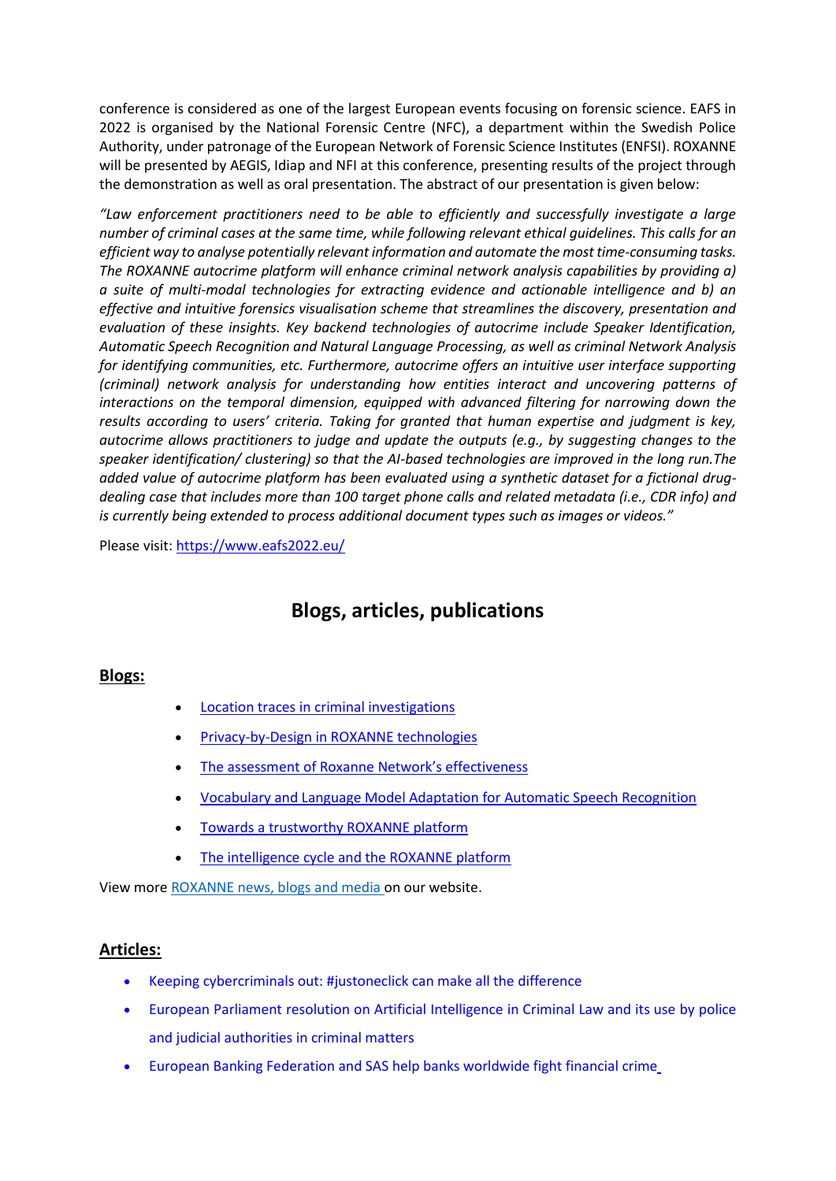conference is considered as one of the largest European events focusing on forensic science. EAFS in 2022 is organised by the National Forensic Centre (NFC), a department within the Swedish Police Authority, under patronage of the European Network of Forensic Science Institutes (ENFSI). ROXANNE will be presented by AEGIS, Idiap and NFI at this conference, presenting results of the project through the demonstration as well as oral presentation. The abstract of our presentation is given below:

*"Law enforcement practitioners need to be able to efficiently and successfully investigate a large number of criminal cases at the same time, while following relevant ethical guidelines. This calls for an efficient way to analyse potentially relevant information and automate the most time-consuming tasks. The ROXANNE autocrime platform will enhance criminal network analysis capabilities by providing a) a suite of multi-modal technologies for extracting evidence and actionable intelligence and b) an effective and intuitive forensics visualisation scheme that streamlines the discovery, presentation and evaluation of these insights. Key backend technologies of autocrime include Speaker Identification, Automatic Speech Recognition and Natural Language Processing, as well as criminal Network Analysis for identifying communities, etc. Furthermore, autocrime offers an intuitive user interface supporting (criminal) network analysis for understanding how entities interact and uncovering patterns of interactions on the temporal dimension, equipped with advanced filtering for narrowing down the results according to users' criteria. Taking for granted that human expertise and judgment is key, autocrime allows practitioners to judge and update the outputs (e.g., by suggesting changes to the speaker identification/ clustering) so that the AI-based technologies are improved in the long run.The added value of autocrime platform has been evaluated using a synthetic dataset for a fictional drug-dealing case that includes more than 100 target phone calls and related metadata (i.e., CDR info) and is currently being extended to process additional document types such as images or videos."*

Please visit: https://www.eafs2022.eu/

## Blogs, articles, publications

### Blogs:

- Location traces in criminal investigations
- Privacy-by-Design in ROXANNE technologies
- The assessment of Roxanne Network's effectiveness
- Vocabulary and Language Model Adaptation for Automatic Speech Recognition
- Towards a trustworthy ROXANNE platform
- The intelligence cycle and the ROXANNE platform

View more ROXANNE news, blogs and media on our website.

### Articles:

- Keeping cybercriminals out: #justoneclick can make all the difference
- European Parliament resolution on Artificial Intelligence in Criminal Law and its use by police and judicial authorities in criminal matters
- European Banking Federation and SAS help banks worldwide fight financial crime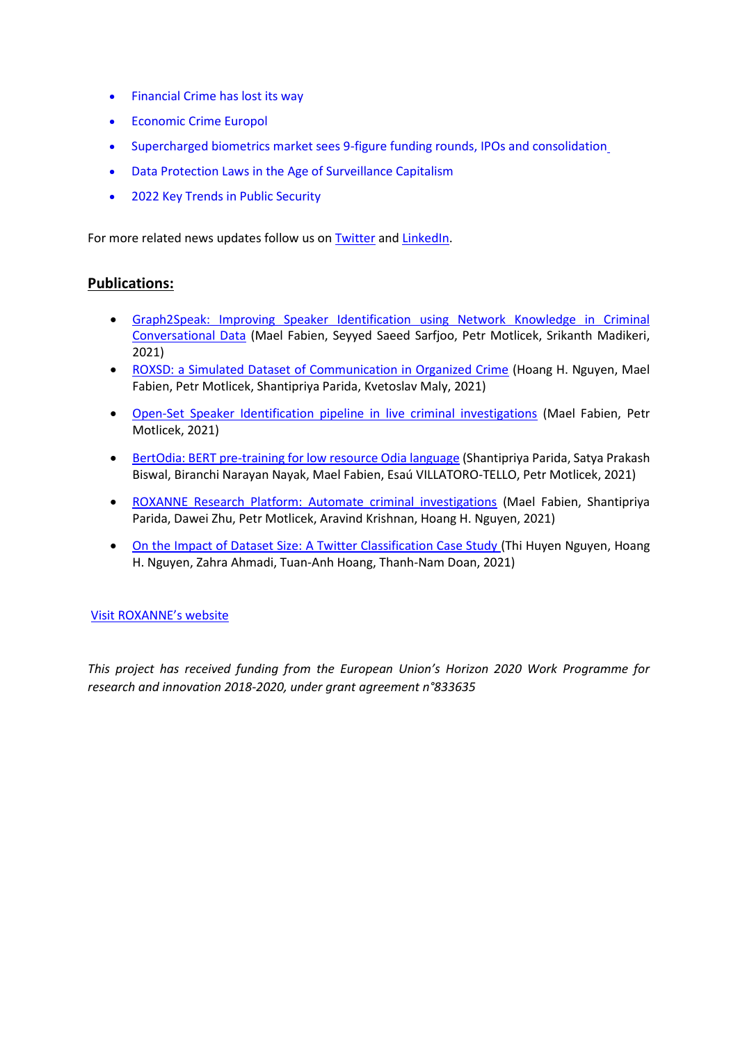- Financial Crime has lost its way
- Economic Crime Europol
- Supercharged biometrics market sees 9-figure funding rounds, IPOs and consolidation
- Data Protection Laws in the Age of Surveillance Capitalism
- 2022 Key Trends in Public Security

For more related news updates follow us on Twitter and LinkedIn.

## Publications:

- Graph2Speak: Improving Speaker Identification using Network Knowledge in Criminal Conversational Data (Mael Fabien, Seyyed Saeed Sarfjoo, Petr Motlicek, Srikanth Madikeri, 2021)
- ROXSD: a Simulated Dataset of Communication in Organized Crime (Hoang H. Nguyen, Mael Fabien, Petr Motlicek, Shantipriya Parida, Kvetoslav Maly, 2021)
- Open-Set Speaker Identification pipeline in live criminal investigations (Mael Fabien, Petr Motlicek, 2021)
- BertOdia: BERT pre-training for low resource Odia language (Shantipriya Parida, Satya Prakash Biswal, Biranchi Narayan Nayak, Mael Fabien, Esaú VILLATORO-TELLO, Petr Motlicek, 2021)
- ROXANNE Research Platform: Automate criminal investigations (Mael Fabien, Shantipriya Parida, Dawei Zhu, Petr Motlicek, Aravind Krishnan, Hoang H. Nguyen, 2021)
- On the Impact of Dataset Size: A Twitter Classification Case Study (Thi Huyen Nguyen, Hoang H. Nguyen, Zahra Ahmadi, Tuan-Anh Hoang, Thanh-Nam Doan, 2021)

Visit ROXANNE's website

*This project has received funding from the European Union's Horizon 2020 Work Programme for research and innovation 2018-2020, under grant agreement n°833635*